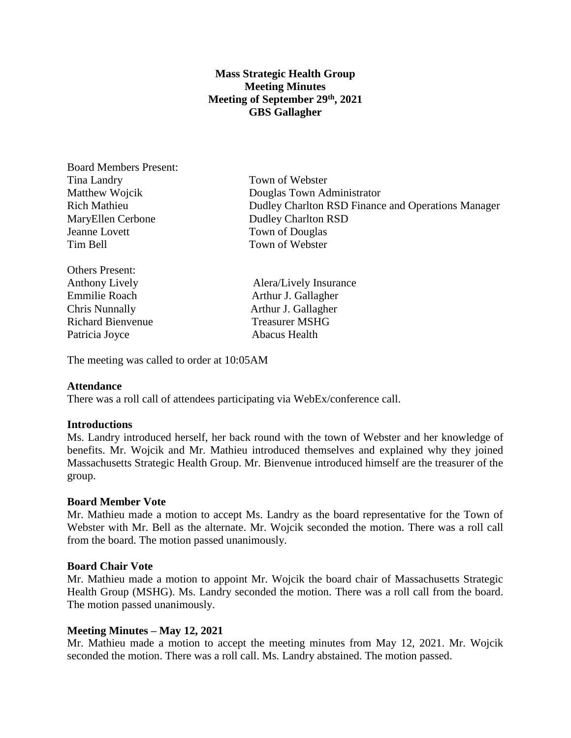**Mass Strategic Health Group**
**Meeting Minutes**
**Meeting of September 29th, 2021**
**GBS Gallagher**

Board Members Present:

| | |
|---|---|
| Tina Landry | Town of Webster |
| Matthew Wojcik | Douglas Town Administrator |
| Rich Mathieu | Dudley Charlton RSD Finance and Operations Manager |
| MaryEllen Cerbone | Dudley Charlton RSD |
| Jeanne Lovett | Town of Douglas |
| Tim Bell | Town of Webster |

Others Present:

| | |
|---|---|
| Anthony Lively | Alera/Lively Insurance |
| Emmilie Roach | Arthur J. Gallagher |
| Chris Nunnally | Arthur J. Gallagher |
| Richard Bienvenue | Treasurer MSHG |
| Patricia Joyce | Abacus Health |

The meeting was called to order at 10:05AM

**Attendance**

There was a roll call of attendees participating via WebEx/conference call.

**Introductions**

Ms. Landry introduced herself, her back round with the town of Webster and her knowledge of benefits. Mr. Wojcik and Mr. Mathieu introduced themselves and explained why they joined Massachusetts Strategic Health Group. Mr. Bienvenue introduced himself are the treasurer of the group.

**Board Member Vote**

Mr. Mathieu made a motion to accept Ms. Landry as the board representative for the Town of Webster with Mr. Bell as the alternate. Mr. Wojcik seconded the motion. There was a roll call from the board. The motion passed unanimously.

**Board Chair Vote**

Mr. Mathieu made a motion to appoint Mr. Wojcik the board chair of Massachusetts Strategic Health Group (MSHG). Ms. Landry seconded the motion. There was a roll call from the board. The motion passed unanimously.

**Meeting Minutes – May 12, 2021**

Mr. Mathieu made a motion to accept the meeting minutes from May 12, 2021. Mr. Wojcik seconded the motion. There was a roll call. Ms. Landry abstained. The motion passed.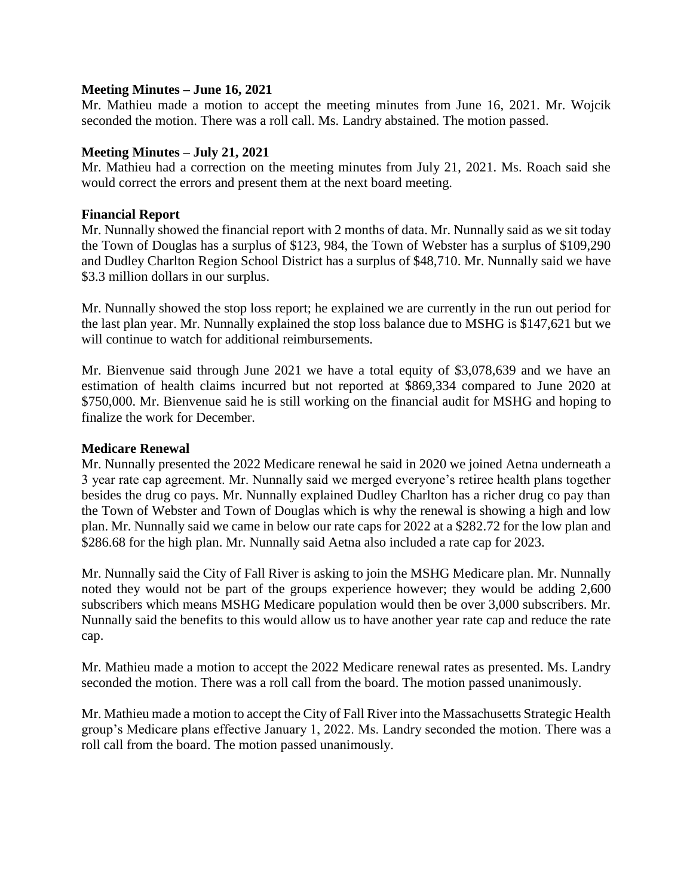**Meeting Minutes – June 16, 2021**

Mr. Mathieu made a motion to accept the meeting minutes from June 16, 2021. Mr. Wojcik seconded the motion. There was a roll call. Ms. Landry abstained. The motion passed.

**Meeting Minutes – July 21, 2021**

Mr. Mathieu had a correction on the meeting minutes from July 21, 2021. Ms. Roach said she would correct the errors and present them at the next board meeting.

**Financial Report**

Mr. Nunnally showed the financial report with 2 months of data. Mr. Nunnally said as we sit today the Town of Douglas has a surplus of $123, 984, the Town of Webster has a surplus of $109,290 and Dudley Charlton Region School District has a surplus of $48,710. Mr. Nunnally said we have $3.3 million dollars in our surplus.

Mr. Nunnally showed the stop loss report; he explained we are currently in the run out period for the last plan year. Mr. Nunnally explained the stop loss balance due to MSHG is $147,621 but we will continue to watch for additional reimbursements.

Mr. Bienvenue said through June 2021 we have a total equity of $3,078,639 and we have an estimation of health claims incurred but not reported at $869,334 compared to June 2020 at $750,000. Mr. Bienvenue said he is still working on the financial audit for MSHG and hoping to finalize the work for December.

**Medicare Renewal**

Mr. Nunnally presented the 2022 Medicare renewal he said in 2020 we joined Aetna underneath a 3 year rate cap agreement. Mr. Nunnally said we merged everyone's retiree health plans together besides the drug co pays. Mr. Nunnally explained Dudley Charlton has a richer drug co pay than the Town of Webster and Town of Douglas which is why the renewal is showing a high and low plan. Mr. Nunnally said we came in below our rate caps for 2022 at a $282.72 for the low plan and $286.68 for the high plan. Mr. Nunnally said Aetna also included a rate cap for 2023.

Mr. Nunnally said the City of Fall River is asking to join the MSHG Medicare plan. Mr. Nunnally noted they would not be part of the groups experience however; they would be adding 2,600 subscribers which means MSHG Medicare population would then be over 3,000 subscribers. Mr. Nunnally said the benefits to this would allow us to have another year rate cap and reduce the rate cap.

Mr. Mathieu made a motion to accept the 2022 Medicare renewal rates as presented. Ms. Landry seconded the motion. There was a roll call from the board. The motion passed unanimously.

Mr. Mathieu made a motion to accept the City of Fall River into the Massachusetts Strategic Health group's Medicare plans effective January 1, 2022. Ms. Landry seconded the motion. There was a roll call from the board. The motion passed unanimously.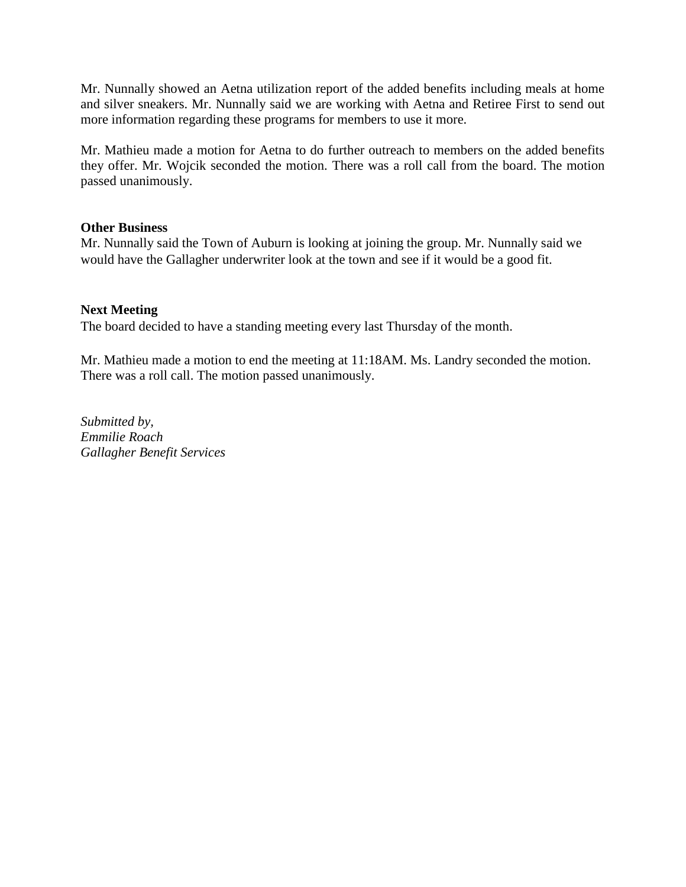Mr. Nunnally showed an Aetna utilization report of the added benefits including meals at home and silver sneakers. Mr. Nunnally said we are working with Aetna and Retiree First to send out more information regarding these programs for members to use it more.

Mr. Mathieu made a motion for Aetna to do further outreach to members on the added benefits they offer. Mr. Wojcik seconded the motion. There was a roll call from the board. The motion passed unanimously.

**Other Business**
Mr. Nunnally said the Town of Auburn is looking at joining the group. Mr. Nunnally said we would have the Gallagher underwriter look at the town and see if it would be a good fit.

**Next Meeting**
The board decided to have a standing meeting every last Thursday of the month.

Mr. Mathieu made a motion to end the meeting at 11:18AM. Ms. Landry seconded the motion. There was a roll call. The motion passed unanimously.

*Submitted by,*
*Emmilie Roach*
*Gallagher Benefit Services*